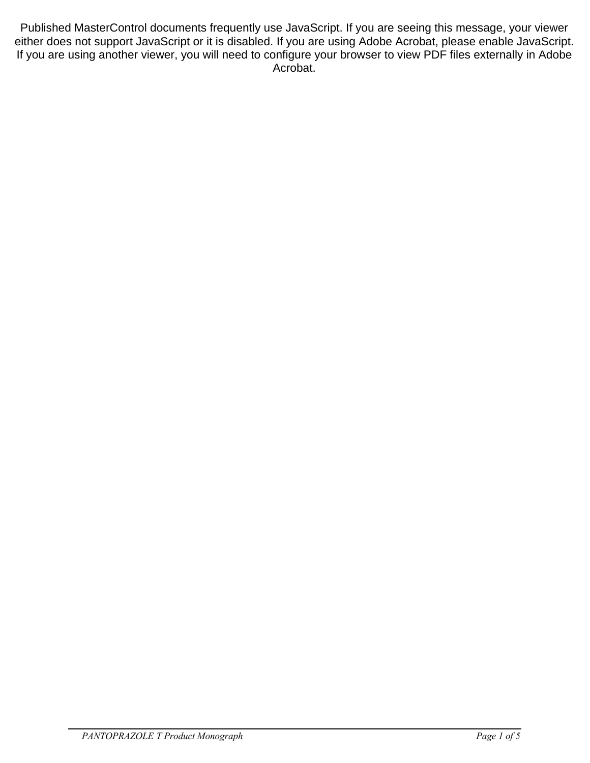Published MasterControl documents frequently use JavaScript. If you are seeing this message, your viewer either does not support JavaScript or it is disabled. If you are using Adobe Acrobat, please enable JavaScript. If you are using another viewer, you will need to configure your browser to view PDF files externally in Adobe Acrobat.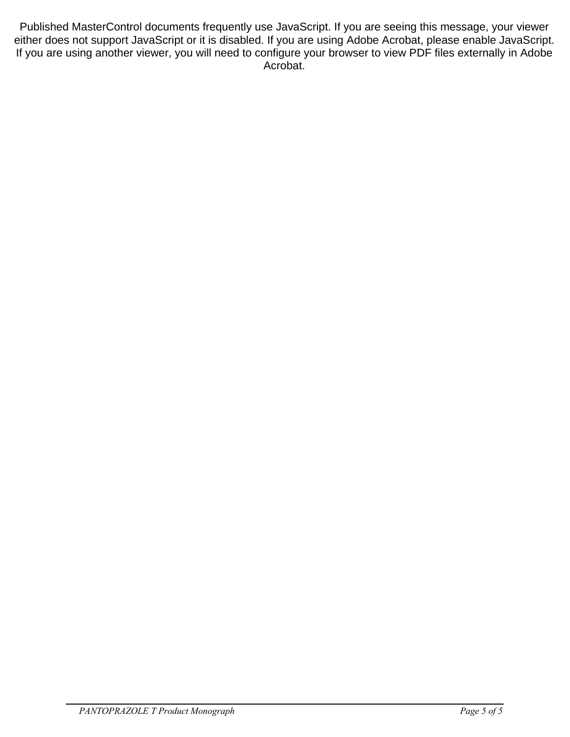Published MasterControl documents frequently use JavaScript. If you are seeing this message, your viewer either does not support JavaScript or it is disabled. If you are using Adobe Acrobat, please enable JavaScript. If you are using another viewer, you will need to configure your browser to view PDF files externally in Adobe Acrobat.